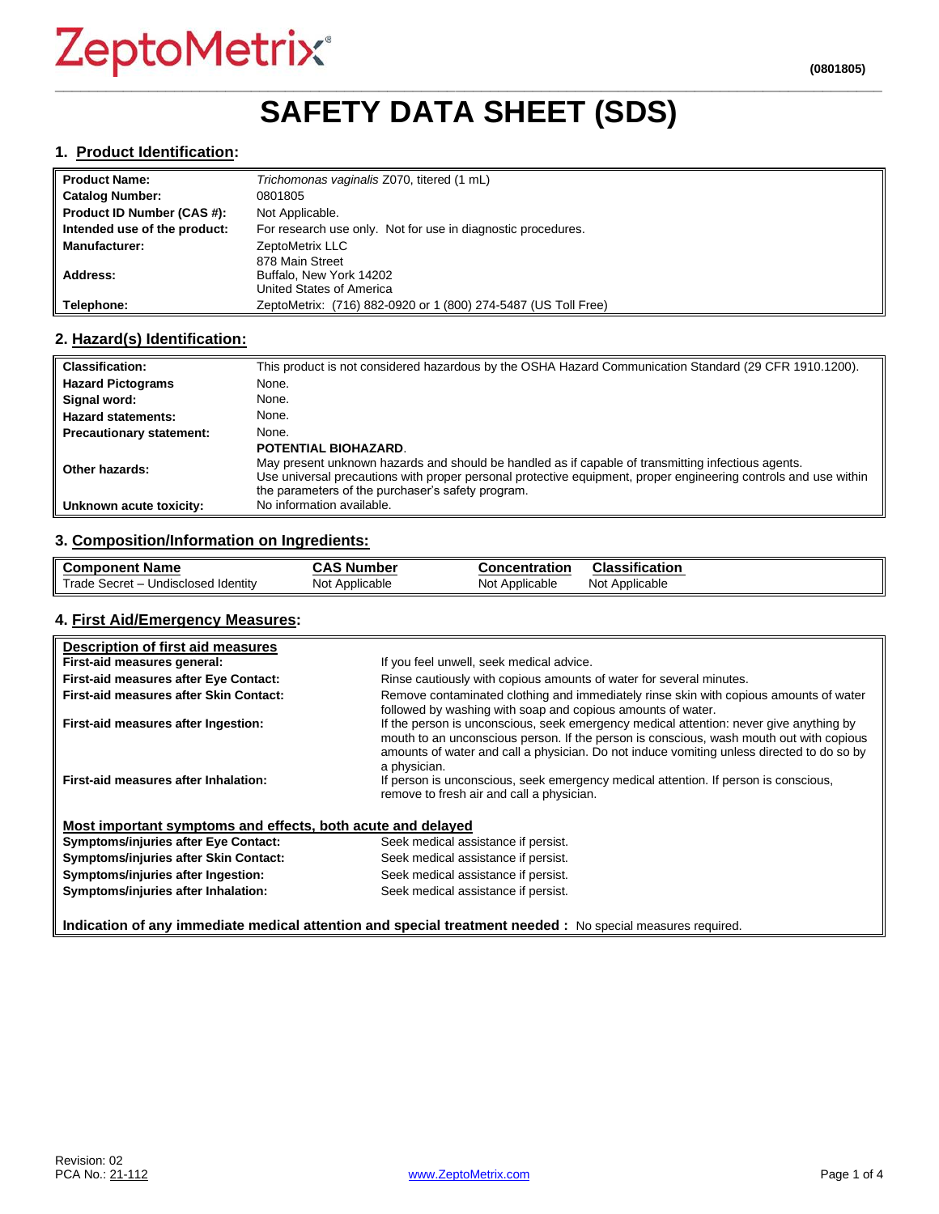ZeptoMetrix®

(0801805)

# SAFETY DATA SHEET (SDS)

## 1. Product Identification:

| | |
|---|---|
| **Product Name:** | *Trichomonas vaginalis* Z070, titered (1 mL) |
| **Catalog Number:** | 0801805 |
| **Product ID Number (CAS #):** | Not Applicable. |
| **Intended use of the product:** | For research use only. Not for use in diagnostic procedures. |
| **Manufacturer:** | ZeptoMetrix LLC |
| **Address:** | 878 Main Street<br>Buffalo, New York 14202<br>United States of America |
| **Telephone:** | ZeptoMetrix: (716) 882-0920 or 1 (800) 274-5487 (US Toll Free) |

## 2. Hazard(s) Identification:

| | |
|---|---|
| **Classification:** | This product is not considered hazardous by the OSHA Hazard Communication Standard (29 CFR 1910.1200). |
| **Hazard Pictograms** | None. |
| **Signal word:** | None. |
| **Hazard statements:** | None. |
| **Precautionary statement:** | None. |
| **Other hazards:** | **POTENTIAL BIOHAZARD**.<br>May present unknown hazards and should be handled as if capable of transmitting infectious agents.<br>Use universal precautions with proper personal protective equipment, proper engineering controls and use within the parameters of the purchaser's safety program. |
| **Unknown acute toxicity:** | No information available. |

## 3. Composition/Information on Ingredients:

| Component Name | CAS Number | Concentration | Classification |
|---|---|---|---|
| Trade Secret – Undisclosed Identity | Not Applicable | Not Applicable | Not Applicable |

## 4. First Aid/Emergency Measures:

**Description of first aid measures**

| | |
|---|---|
| **First-aid measures general:** | If you feel unwell, seek medical advice. |
| **First-aid measures after Eye Contact:** | Rinse cautiously with copious amounts of water for several minutes. |
| **First-aid measures after Skin Contact:** | Remove contaminated clothing and immediately rinse skin with copious amounts of water followed by washing with soap and copious amounts of water. |
| **First-aid measures after Ingestion:** | If the person is unconscious, seek emergency medical attention: never give anything by mouth to an unconscious person. If the person is conscious, wash mouth out with copious amounts of water and call a physician. Do not induce vomiting unless directed to do so by a physician. |
| **First-aid measures after Inhalation:** | If person is unconscious, seek emergency medical attention. If person is conscious, remove to fresh air and call a physician. |

**Most important symptoms and effects, both acute and delayed**

| | |
|---|---|
| **Symptoms/injuries after Eye Contact:** | Seek medical assistance if persist. |
| **Symptoms/injuries after Skin Contact:** | Seek medical assistance if persist. |
| **Symptoms/injuries after Ingestion:** | Seek medical assistance if persist. |
| **Symptoms/injuries after Inhalation:** | Seek medical assistance if persist. |

**Indication of any immediate medical attention and special treatment needed :** No special measures required.

Revision: 02
PCA No.: 21-112

www.ZeptoMetrix.com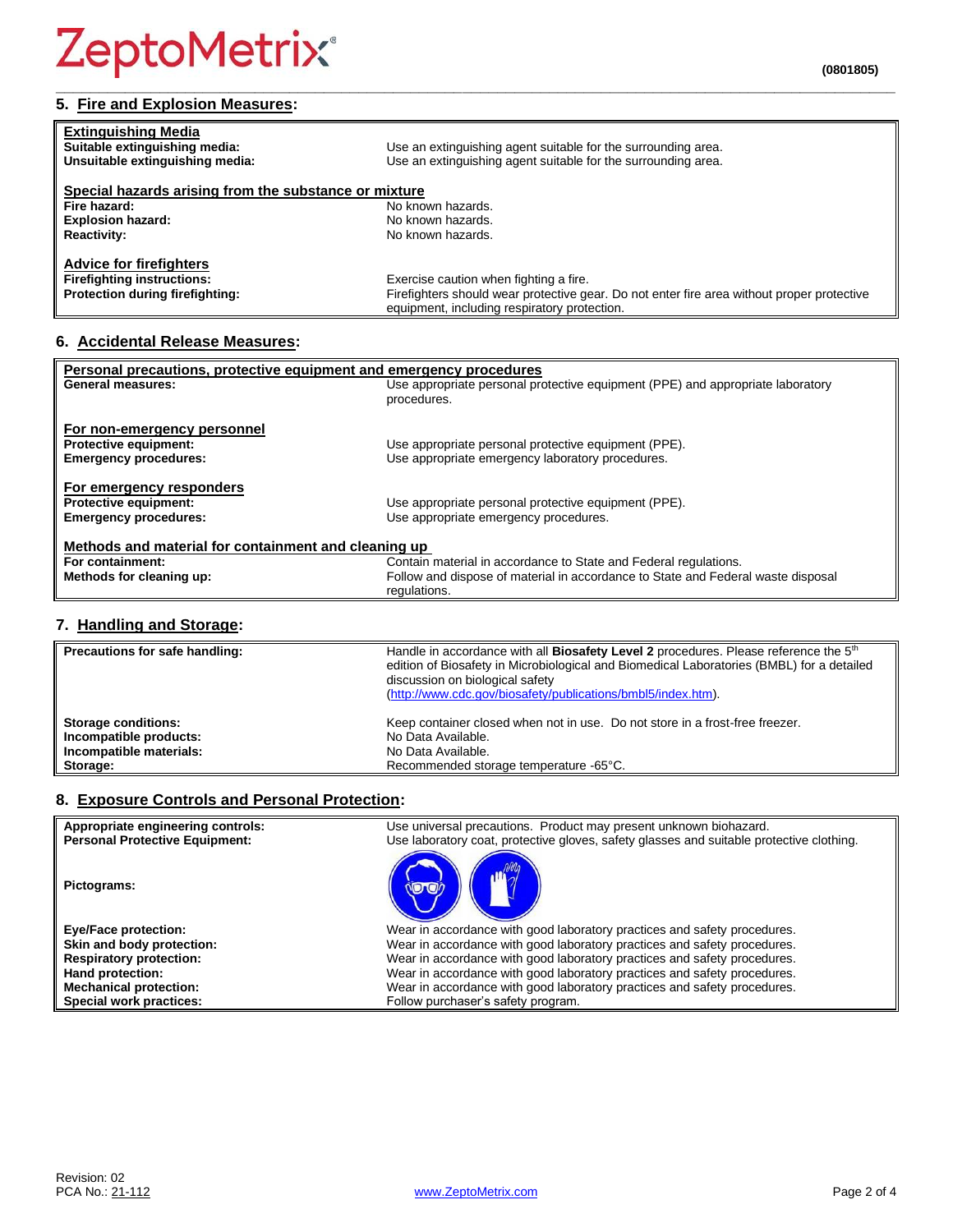## 5. Fire and Explosion Measures:

**Extinguishing Media**

| | |
|---|---|
| **Suitable extinguishing media:** | Use an extinguishing agent suitable for the surrounding area. |
| **Unsuitable extinguishing media:** | Use an extinguishing agent suitable for the surrounding area. |

**Special hazards arising from the substance or mixture**

| | |
|---|---|
| **Fire hazard:** | No known hazards. |
| **Explosion hazard:** | No known hazards. |
| **Reactivity:** | No known hazards. |

**Advice for firefighters**

| | |
|---|---|
| **Firefighting instructions:** | Exercise caution when fighting a fire. |
| **Protection during firefighting:** | Firefighters should wear protective gear. Do not enter fire area without proper protective equipment, including respiratory protection. |

## 6. Accidental Release Measures:

**Personal precautions, protective equipment and emergency procedures**

| | |
|---|---|
| **General measures:** | Use appropriate personal protective equipment (PPE) and appropriate laboratory procedures. |

**For non-emergency personnel**

| | |
|---|---|
| **Protective equipment:** | Use appropriate personal protective equipment (PPE). |
| **Emergency procedures:** | Use appropriate emergency laboratory procedures. |

**For emergency responders**

| | |
|---|---|
| **Protective equipment:** | Use appropriate personal protective equipment (PPE). |
| **Emergency procedures:** | Use appropriate emergency procedures. |

**Methods and material for containment and cleaning up**

| | |
|---|---|
| **For containment:** | Contain material in accordance to State and Federal regulations. |
| **Methods for cleaning up:** | Follow and dispose of material in accordance to State and Federal waste disposal regulations. |

## 7. Handling and Storage:

| | |
|---|---|
| **Precautions for safe handling:** | Handle in accordance with all **Biosafety Level 2** procedures. Please reference the 5th edition of Biosafety in Microbiological and Biomedical Laboratories (BMBL) for a detailed discussion on biological safety (http://www.cdc.gov/biosafety/publications/bmbl5/index.htm). |
| **Storage conditions:** | Keep container closed when not in use. Do not store in a frost-free freezer. |
| **Incompatible products:** | No Data Available. |
| **Incompatible materials:** | No Data Available. |
| **Storage:** | Recommended storage temperature -65°C. |

## 8. Exposure Controls and Personal Protection:

| | |
|---|---|
| **Appropriate engineering controls:** | Use universal precautions. Product may present unknown biohazard. |
| **Personal Protective Equipment:** | Use laboratory coat, protective gloves, safety glasses and suitable protective clothing. |
| **Pictograms:** | |
| **Eye/Face protection:** | Wear in accordance with good laboratory practices and safety procedures. |
| **Skin and body protection:** | Wear in accordance with good laboratory practices and safety procedures. |
| **Respiratory protection:** | Wear in accordance with good laboratory practices and safety procedures. |
| **Hand protection:** | Wear in accordance with good laboratory practices and safety procedures. |
| **Mechanical protection:** | Wear in accordance with good laboratory practices and safety procedures. |
| **Special work practices:** | Follow purchaser's safety program. |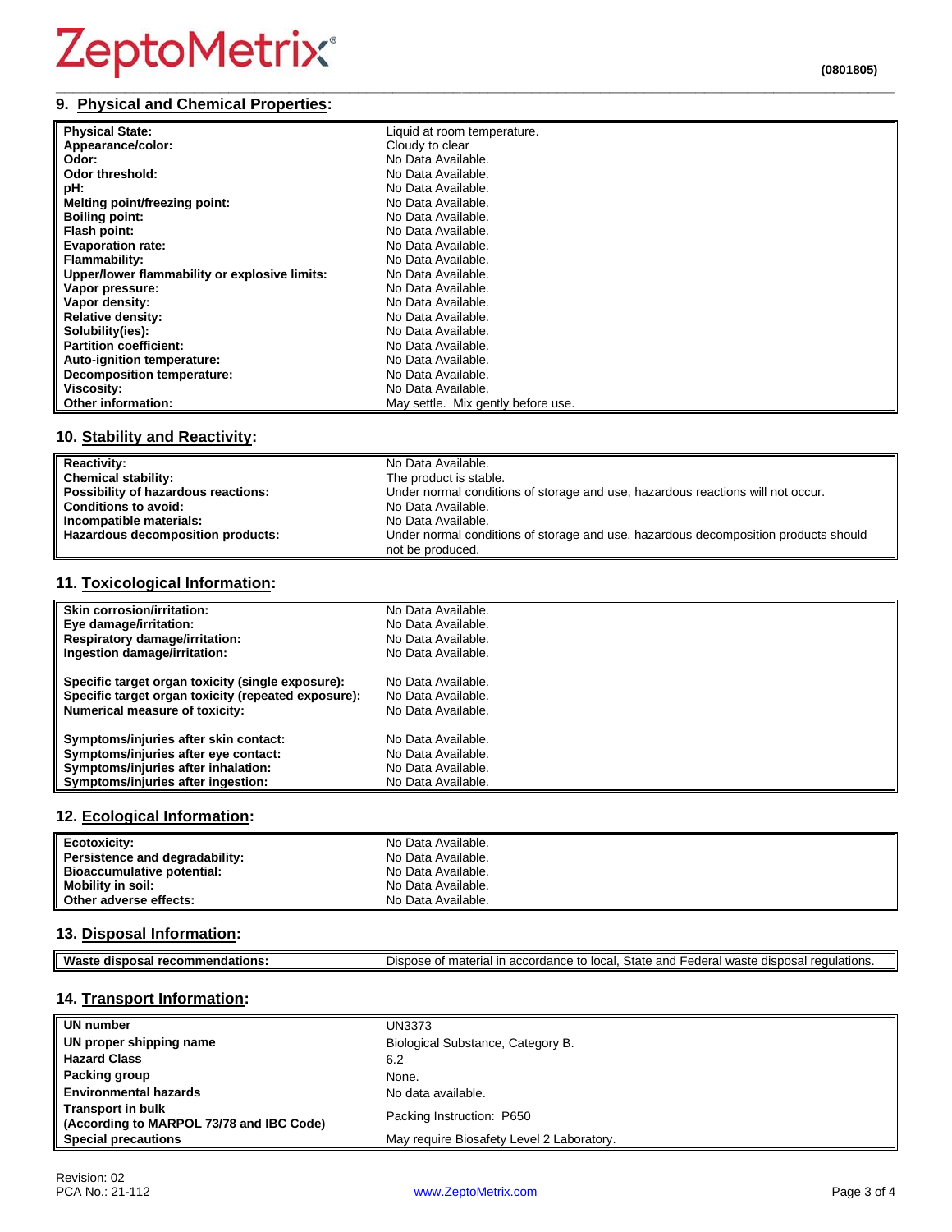## 9. Physical and Chemical Properties:

| | |
|---|---|
| **Physical State:** | Liquid at room temperature. |
| **Appearance/color:** | Cloudy to clear |
| **Odor:** | No Data Available. |
| **Odor threshold:** | No Data Available. |
| **pH:** | No Data Available. |
| **Melting point/freezing point:** | No Data Available. |
| **Boiling point:** | No Data Available. |
| **Flash point:** | No Data Available. |
| **Evaporation rate:** | No Data Available. |
| **Flammability:** | No Data Available. |
| **Upper/lower flammability or explosive limits:** | No Data Available. |
| **Vapor pressure:** | No Data Available. |
| **Vapor density:** | No Data Available. |
| **Relative density:** | No Data Available. |
| **Solubility(ies):** | No Data Available. |
| **Partition coefficient:** | No Data Available. |
| **Auto-ignition temperature:** | No Data Available. |
| **Decomposition temperature:** | No Data Available. |
| **Viscosity:** | No Data Available. |
| **Other information:** | May settle. Mix gently before use. |

## 10. Stability and Reactivity:

| | |
|---|---|
| **Reactivity:** | No Data Available. |
| **Chemical stability:** | The product is stable. |
| **Possibility of hazardous reactions:** | Under normal conditions of storage and use, hazardous reactions will not occur. |
| **Conditions to avoid:** | No Data Available. |
| **Incompatible materials:** | No Data Available. |
| **Hazardous decomposition products:** | Under normal conditions of storage and use, hazardous decomposition products should not be produced. |

## 11. Toxicological Information:

| | |
|---|---|
| **Skin corrosion/irritation:** | No Data Available. |
| **Eye damage/irritation:** | No Data Available. |
| **Respiratory damage/irritation:** | No Data Available. |
| **Ingestion damage/irritation:** | No Data Available. |
| **Specific target organ toxicity (single exposure):** | No Data Available. |
| **Specific target organ toxicity (repeated exposure):** | No Data Available. |
| **Numerical measure of toxicity:** | No Data Available. |
| **Symptoms/injuries after skin contact:** | No Data Available. |
| **Symptoms/injuries after eye contact:** | No Data Available. |
| **Symptoms/injuries after inhalation:** | No Data Available. |
| **Symptoms/injuries after ingestion:** | No Data Available. |

## 12. Ecological Information:

| | |
|---|---|
| **Ecotoxicity:** | No Data Available. |
| **Persistence and degradability:** | No Data Available. |
| **Bioaccumulative potential:** | No Data Available. |
| **Mobility in soil:** | No Data Available. |
| **Other adverse effects:** | No Data Available. |

## 13. Disposal Information:

| | |
|---|---|
| **Waste disposal recommendations:** | Dispose of material in accordance to local, State and Federal waste disposal regulations. |

## 14. Transport Information:

| | |
|---|---|
| **UN number** | UN3373 |
| **UN proper shipping name** | Biological Substance, Category B. |
| **Hazard Class** | 6.2 |
| **Packing group** | None. |
| **Environmental hazards** | No data available. |
| **Transport in bulk (According to MARPOL 73/78 and IBC Code)** | Packing Instruction: P650 |
| **Special precautions** | May require Biosafety Level 2 Laboratory. |

Revision: 02
PCA No.: 21-112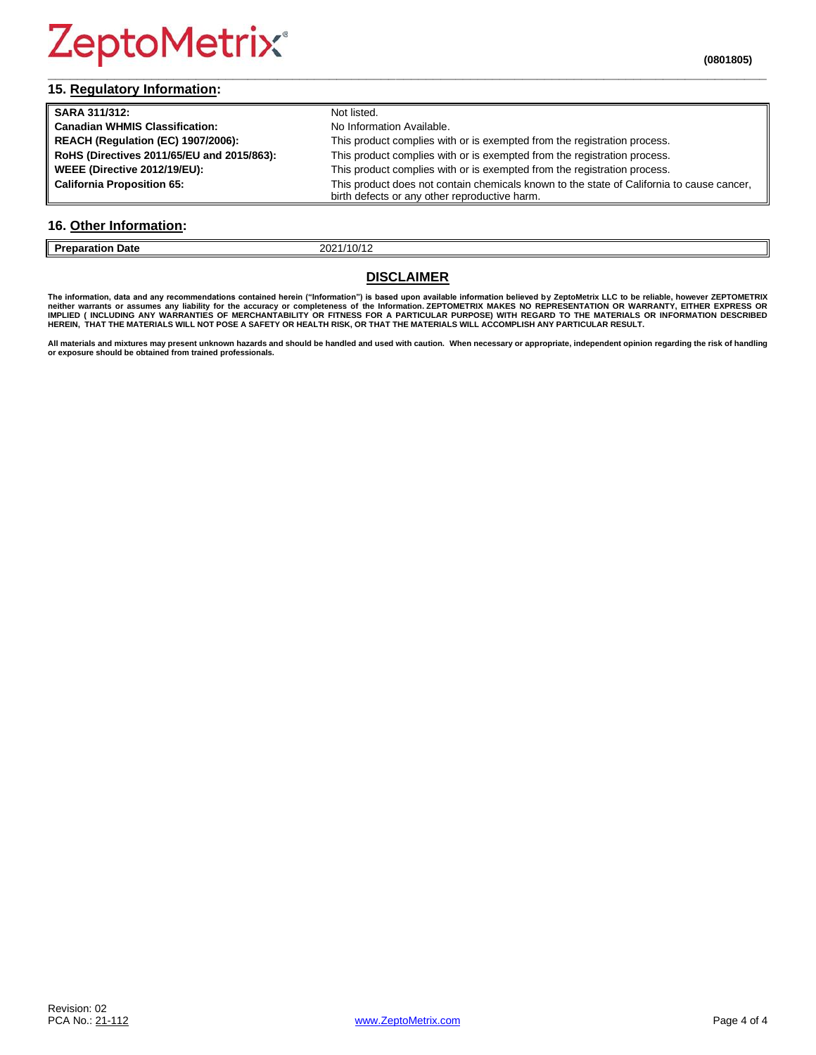## 15. Regulatory Information:

| | |
|---|---|
| **SARA 311/312:** | Not listed. |
| **Canadian WHMIS Classification:** | No Information Available. |
| **REACH (Regulation (EC) 1907/2006):** | This product complies with or is exempted from the registration process. |
| **RoHS (Directives 2011/65/EU and 2015/863):** | This product complies with or is exempted from the registration process. |
| **WEEE (Directive 2012/19/EU):** | This product complies with or is exempted from the registration process. |
| **California Proposition 65:** | This product does not contain chemicals known to the state of California to cause cancer, birth defects or any other reproductive harm. |

## 16. Other Information:

| | |
|---|---|
| **Preparation Date** | 2021/10/12 |

## DISCLAIMER

**The information, data and any recommendations contained herein ("Information") is based upon available information believed by ZeptoMetrix LLC to be reliable, however ZEPTOMETRIX neither warrants or assumes any liability for the accuracy or completeness of the Information. ZEPTOMETRIX MAKES NO REPRESENTATION OR WARRANTY, EITHER EXPRESS OR IMPLIED ( INCLUDING ANY WARRANTIES OF MERCHANTABILITY OR FITNESS FOR A PARTICULAR PURPOSE) WITH REGARD TO THE MATERIALS OR INFORMATION DESCRIBED HEREIN, THAT THE MATERIALS WILL NOT POSE A SAFETY OR HEALTH RISK, OR THAT THE MATERIALS WILL ACCOMPLISH ANY PARTICULAR RESULT.**

**All materials and mixtures may present unknown hazards and should be handled and used with caution. When necessary or appropriate, independent opinion regarding the risk of handling or exposure should be obtained from trained professionals.**

Revision: 02
PCA No.: 21-112